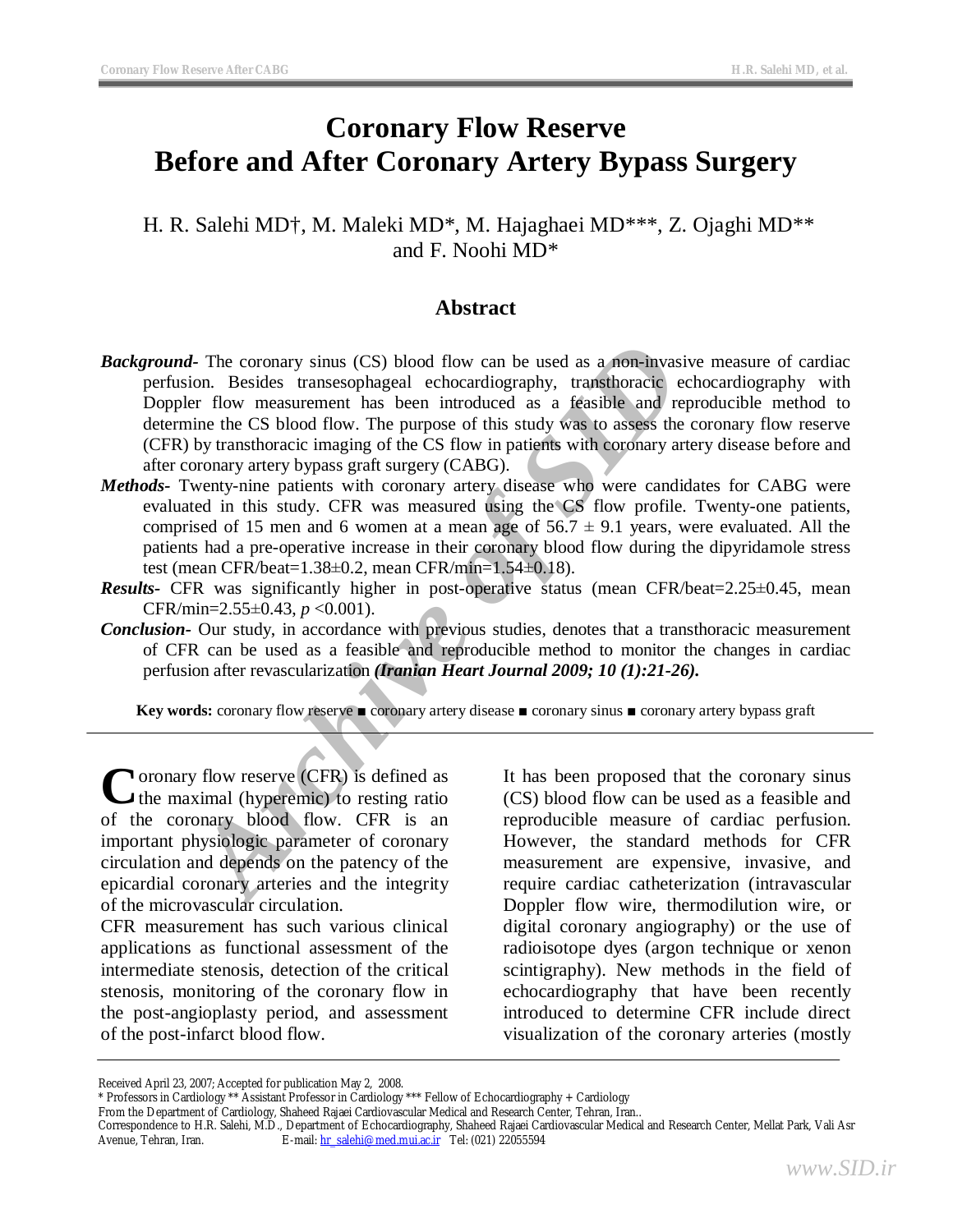# Coronary Flow Reserve
# Before and After Coronary Artery Bypass Surgery

H. R. Salehi MD†, M. Maleki MD*, M. Hajaghaei MD***, Z. Ojaghi MD** and F. Noohi MD*

## Abstract

***Background-*** The coronary sinus (CS) blood flow can be used as a non-invasive measure of cardiac perfusion. Besides transesophageal echocardiography, transthoracic echocardiography with Doppler flow measurement has been introduced as a feasible and reproducible method to determine the CS blood flow. The purpose of this study was to assess the coronary flow reserve (CFR) by transthoracic imaging of the CS flow in patients with coronary artery disease before and after coronary artery bypass graft surgery (CABG).

***Methods-*** Twenty-nine patients with coronary artery disease who were candidates for CABG were evaluated in this study. CFR was measured using the CS flow profile. Twenty-one patients, comprised of 15 men and 6 women at a mean age of 56.7 ± 9.1 years, were evaluated. All the patients had a pre-operative increase in their coronary blood flow during the dipyridamole stress test (mean CFR/beat=1.38±0.2, mean CFR/min=1.54±0.18).

***Results-*** CFR was significantly higher in post-operative status (mean CFR/beat=2.25±0.45, mean CFR/min=2.55±0.43, $p$ <0.001).

***Conclusion-*** Our study, in accordance with previous studies, denotes that a transthoracic measurement of CFR can be used as a feasible and reproducible method to monitor the changes in cardiac perfusion after revascularization ***(Iranian Heart Journal 2009; 10 (1):21-26).***

**Key words:** coronary flow reserve ■ coronary artery disease ■ coronary sinus ■ coronary artery bypass graft

---

Coronary flow reserve (CFR) is defined as the maximal (hyperemic) to resting ratio of the coronary blood flow. CFR is an important physiologic parameter of coronary circulation and depends on the patency of the epicardial coronary arteries and the integrity of the microvascular circulation.

CFR measurement has such various clinical applications as functional assessment of the intermediate stenosis, detection of the critical stenosis, monitoring of the coronary flow in the post-angioplasty period, and assessment of the post-infarct blood flow.

It has been proposed that the coronary sinus (CS) blood flow can be used as a feasible and reproducible measure of cardiac perfusion. However, the standard methods for CFR measurement are expensive, invasive, and require cardiac catheterization (intravascular Doppler flow wire, thermodilution wire, or digital coronary angiography) or the use of radioisotope dyes (argon technique or xenon scintigraphy). New methods in the field of echocardiography that have been recently introduced to determine CFR include direct visualization of the coronary arteries (mostly

---

Received April 23, 2007; Accepted for publication May 2, 2008.

\* Professors in Cardiology ** Assistant Professor in Cardiology *** Fellow of Echocardiography + Cardiology

From the Department of Cardiology, Shaheed Rajaei Cardiovascular Medical and Research Center, Tehran, Iran..

Correspondence to H.R. Salehi, M.D., Department of Echocardiography, Shaheed Rajaei Cardiovascular Medical and Research Center, Mellat Park, Vali Asr Avenue, Tehran, Iran. E-mail: hr_salehi@med.mui.ac.ir Tel: (021) 22055594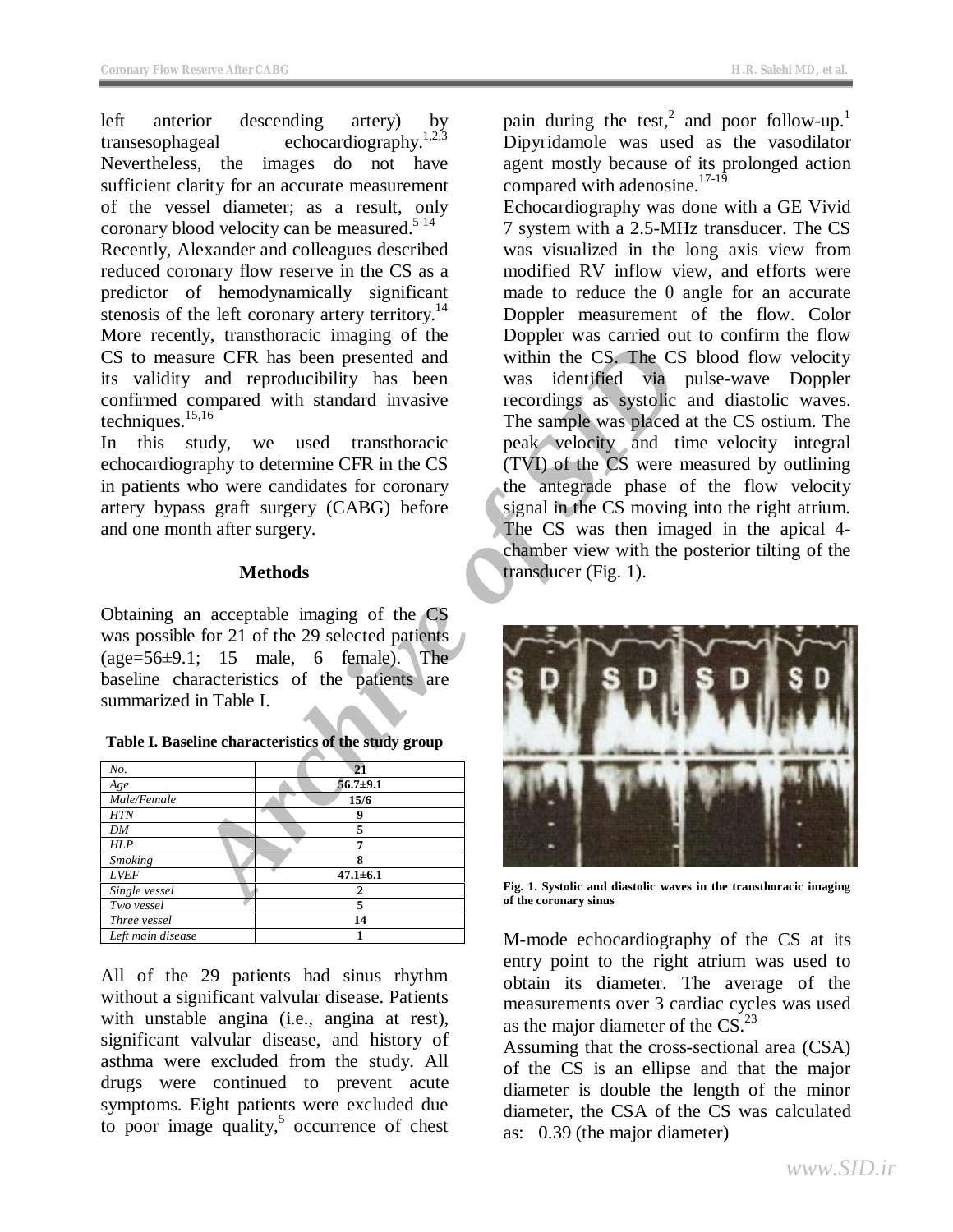left anterior descending artery) by transesophageal echocardiography.[1,2,3] Nevertheless, the images do not have sufficient clarity for an accurate measurement of the vessel diameter; as a result, only coronary blood velocity can be measured.[5-14]

Recently, Alexander and colleagues described reduced coronary flow reserve in the CS as a predictor of hemodynamically significant stenosis of the left coronary artery territory.[14] More recently, transthoracic imaging of the CS to measure CFR has been presented and its validity and reproducibility has been confirmed compared with standard invasive techniques.[15,16]

In this study, we used transthoracic echocardiography to determine CFR in the CS in patients who were candidates for coronary artery bypass graft surgery (CABG) before and one month after surgery.

## Methods

Obtaining an acceptable imaging of the CS was possible for 21 of the 29 selected patients (age=56±9.1; 15 male, 6 female). The baseline characteristics of the patients are summarized in Table I.

**Table I. Baseline characteristics of the study group**

| *No.* | **21** |
|---|---|
| *Age* | **56.7±9.1** |
| *Male/Female* | **15/6** |
| *HTN* | **9** |
| *DM* | **5** |
| *HLP* | **7** |
| *Smoking* | **8** |
| *LVEF* | **47.1±6.1** |
| *Single vessel* | **2** |
| *Two vessel* | **5** |
| *Three vessel* | **14** |
| *Left main disease* | **1** |

All of the 29 patients had sinus rhythm without a significant valvular disease. Patients with unstable angina (i.e., angina at rest), significant valvular disease, and history of asthma were excluded from the study. All drugs were continued to prevent acute symptoms. Eight patients were excluded due to poor image quality,[5] occurrence of chest pain during the test,[2] and poor follow-up.[1] Dipyridamole was used as the vasodilator agent mostly because of its prolonged action compared with adenosine.[17-19]

Echocardiography was done with a GE Vivid 7 system with a 2.5-MHz transducer. The CS was visualized in the long axis view from modified RV inflow view, and efforts were made to reduce the θ angle for an accurate Doppler measurement of the flow. Color Doppler was carried out to confirm the flow within the CS. The CS blood flow velocity was identified via pulse-wave Doppler recordings as systolic and diastolic waves. The sample was placed at the CS ostium. The peak velocity and time–velocity integral (TVI) of the CS were measured by outlining the antegrade phase of the flow velocity signal in the CS moving into the right atrium. The CS was then imaged in the apical 4-chamber view with the posterior tilting of the transducer (Fig. 1).

**Fig. 1. Systolic and diastolic waves in the transthoracic imaging of the coronary sinus**

M-mode echocardiography of the CS at its entry point to the right atrium was used to obtain its diameter. The average of the measurements over 3 cardiac cycles was used as the major diameter of the CS.[23]

Assuming that the cross-sectional area (CSA) of the CS is an ellipse and that the major diameter is double the length of the minor diameter, the CSA of the CS was calculated as: 0.39 (the major diameter)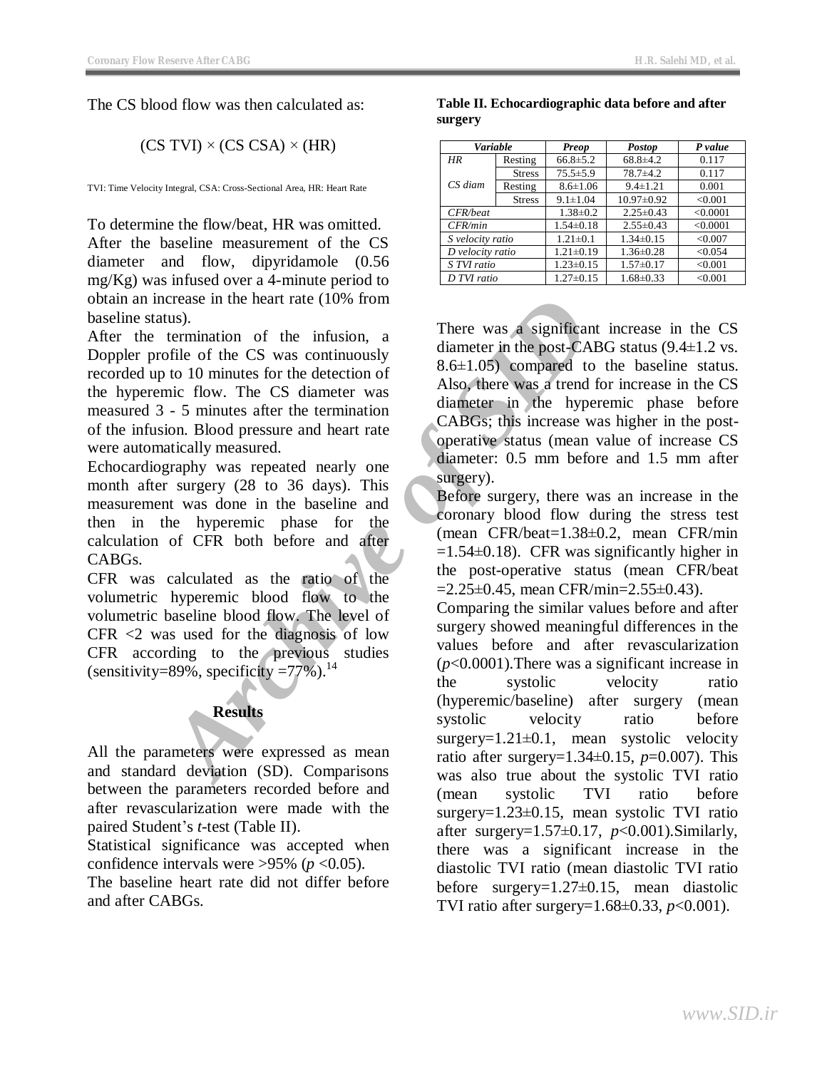The CS blood flow was then calculated as:

$$(\text{CS TVI}) \times (\text{CS CSA}) \times (\text{HR})$$

TVI: Time Velocity Integral, CSA: Cross-Sectional Area, HR: Heart Rate

To determine the flow/beat, HR was omitted.
After the baseline measurement of the CS diameter and flow, dipyridamole (0.56 mg/Kg) was infused over a 4-minute period to obtain an increase in the heart rate (10% from baseline status).
After the termination of the infusion, a Doppler profile of the CS was continuously recorded up to 10 minutes for the detection of the hyperemic flow. The CS diameter was measured 3 - 5 minutes after the termination of the infusion. Blood pressure and heart rate were automatically measured.
Echocardiography was repeated nearly one month after surgery (28 to 36 days). This measurement was done in the baseline and then in the hyperemic phase for the calculation of CFR both before and after CABGs.
CFR was calculated as the ratio of the volumetric hyperemic blood flow to the volumetric baseline blood flow. The level of CFR <2 was used for the diagnosis of low CFR according to the previous studies (sensitivity=89%, specificity =77%).[14]

## Results

All the parameters were expressed as mean and standard deviation (SD). Comparisons between the parameters recorded before and after revascularization were made with the paired Student's *t*-test (Table II).
Statistical significance was accepted when confidence intervals were >95% ($p < 0.05$).
The baseline heart rate did not differ before and after CABGs.

**Table II. Echocardiographic data before and after surgery**

| *Variable* | | *Preop* | *Postop* | *P value* |
|---|---|---|---|---|
| *HR* | Resting | 66.8±5.2 | 68.8±4.2 | 0.117 |
| | Stress | 75.5±5.9 | 78.7±4.2 | 0.117 |
| *CS diam* | Resting | 8.6±1.06 | 9.4±1.21 | 0.001 |
| | Stress | 9.1±1.04 | 10.97±0.92 | <0.001 |
| *CFR/beat* | | 1.38±0.2 | 2.25±0.43 | <0.0001 |
| *CFR/min* | | 1.54±0.18 | 2.55±0.43 | <0.0001 |
| *S velocity ratio* | | 1.21±0.1 | 1.34±0.15 | <0.007 |
| *D velocity ratio* | | 1.21±0.19 | 1.36±0.28 | <0.054 |
| *S TVI ratio* | | 1.23±0.15 | 1.57±0.17 | <0.001 |
| *D TVI ratio* | | 1.27±0.15 | 1.68±0.33 | <0.001 |

There was a significant increase in the CS diameter in the post-CABG status (9.4±1.2 vs. 8.6±1.05) compared to the baseline status. Also, there was a trend for increase in the CS diameter in the hyperemic phase before CABGs; this increase was higher in the post-operative status (mean value of increase CS diameter: 0.5 mm before and 1.5 mm after surgery).
Before surgery, there was an increase in the coronary blood flow during the stress test (mean CFR/beat=1.38±0.2, mean CFR/min =1.54±0.18). CFR was significantly higher in the post-operative status (mean CFR/beat =2.25±0.45, mean CFR/min=2.55±0.43).
Comparing the similar values before and after surgery showed meaningful differences in the values before and after revascularization ($p<0.0001$).There was a significant increase in the systolic velocity ratio (hyperemic/baseline) after surgery (mean systolic velocity ratio before surgery=1.21±0.1, mean systolic velocity ratio after surgery=1.34±0.15, $p=0.007$). This was also true about the systolic TVI ratio (mean systolic TVI ratio before surgery=1.23±0.15, mean systolic TVI ratio after surgery=1.57±0.17, $p<0.001$).Similarly, there was a significant increase in the diastolic TVI ratio (mean diastolic TVI ratio before surgery=1.27±0.15, mean diastolic TVI ratio after surgery=1.68±0.33, $p<0.001$).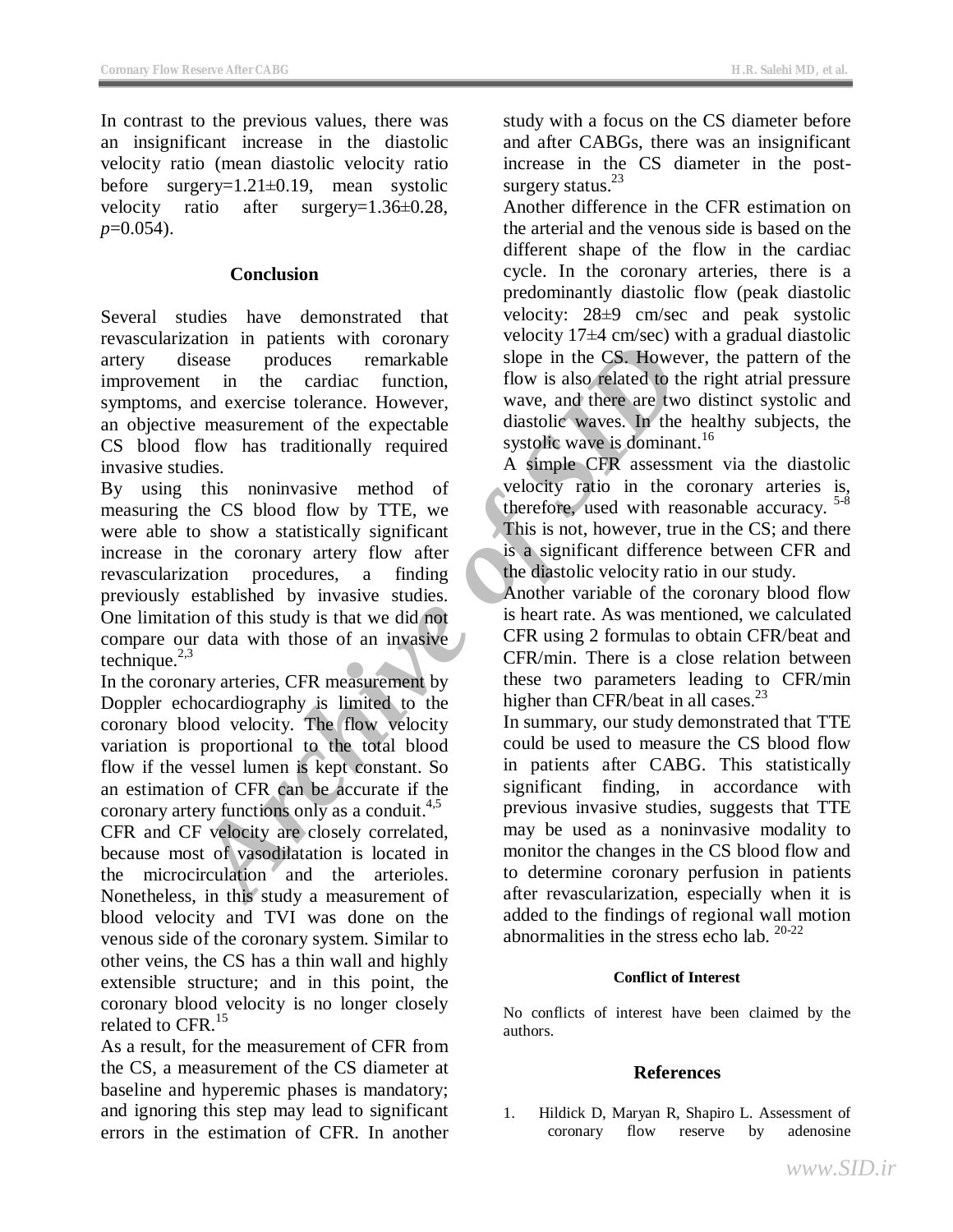In contrast to the previous values, there was an insignificant increase in the diastolic velocity ratio (mean diastolic velocity ratio before surgery=1.21±0.19, mean systolic velocity ratio after surgery=1.36±0.28, $p$=0.054).

## Conclusion

Several studies have demonstrated that revascularization in patients with coronary artery disease produces remarkable improvement in the cardiac function, symptoms, and exercise tolerance. However, an objective measurement of the expectable CS blood flow has traditionally required invasive studies.

By using this noninvasive method of measuring the CS blood flow by TTE, we were able to show a statistically significant increase in the coronary artery flow after revascularization procedures, a finding previously established by invasive studies. One limitation of this study is that we did not compare our data with those of an invasive technique.[2,3]

In the coronary arteries, CFR measurement by Doppler echocardiography is limited to the coronary blood velocity. The flow velocity variation is proportional to the total blood flow if the vessel lumen is kept constant. So an estimation of CFR can be accurate if the coronary artery functions only as a conduit.[4,5]

CFR and CF velocity are closely correlated, because most of vasodilatation is located in the microcirculation and the arterioles. Nonetheless, in this study a measurement of blood velocity and TVI was done on the venous side of the coronary system. Similar to other veins, the CS has a thin wall and highly extensible structure; and in this point, the coronary blood velocity is no longer closely related to CFR.[15]

As a result, for the measurement of CFR from the CS, a measurement of the CS diameter at baseline and hyperemic phases is mandatory; and ignoring this step may lead to significant errors in the estimation of CFR. In another study with a focus on the CS diameter before and after CABGs, there was an insignificant increase in the CS diameter in the post-surgery status.[23]

Another difference in the CFR estimation on the arterial and the venous side is based on the different shape of the flow in the cardiac cycle. In the coronary arteries, there is a predominantly diastolic flow (peak diastolic velocity: 28±9 cm/sec and peak systolic velocity 17±4 cm/sec) with a gradual diastolic slope in the CS. However, the pattern of the flow is also related to the right atrial pressure wave, and there are two distinct systolic and diastolic waves. In the healthy subjects, the systolic wave is dominant.[16]

A simple CFR assessment via the diastolic velocity ratio in the coronary arteries is, therefore, used with reasonable accuracy.[5-8] This is not, however, true in the CS; and there is a significant difference between CFR and the diastolic velocity ratio in our study.

Another variable of the coronary blood flow is heart rate. As was mentioned, we calculated CFR using 2 formulas to obtain CFR/beat and CFR/min. There is a close relation between these two parameters leading to CFR/min higher than CFR/beat in all cases.[23]

In summary, our study demonstrated that TTE could be used to measure the CS blood flow in patients after CABG. This statistically significant finding, in accordance with previous invasive studies, suggests that TTE may be used as a noninvasive modality to monitor the changes in the CS blood flow and to determine coronary perfusion in patients after revascularization, especially when it is added to the findings of regional wall motion abnormalities in the stress echo lab.[20-22]

### Conflict of Interest

No conflicts of interest have been claimed by the authors.

## References

1. Hildick D, Maryan R, Shapiro L. Assessment of coronary flow reserve by adenosine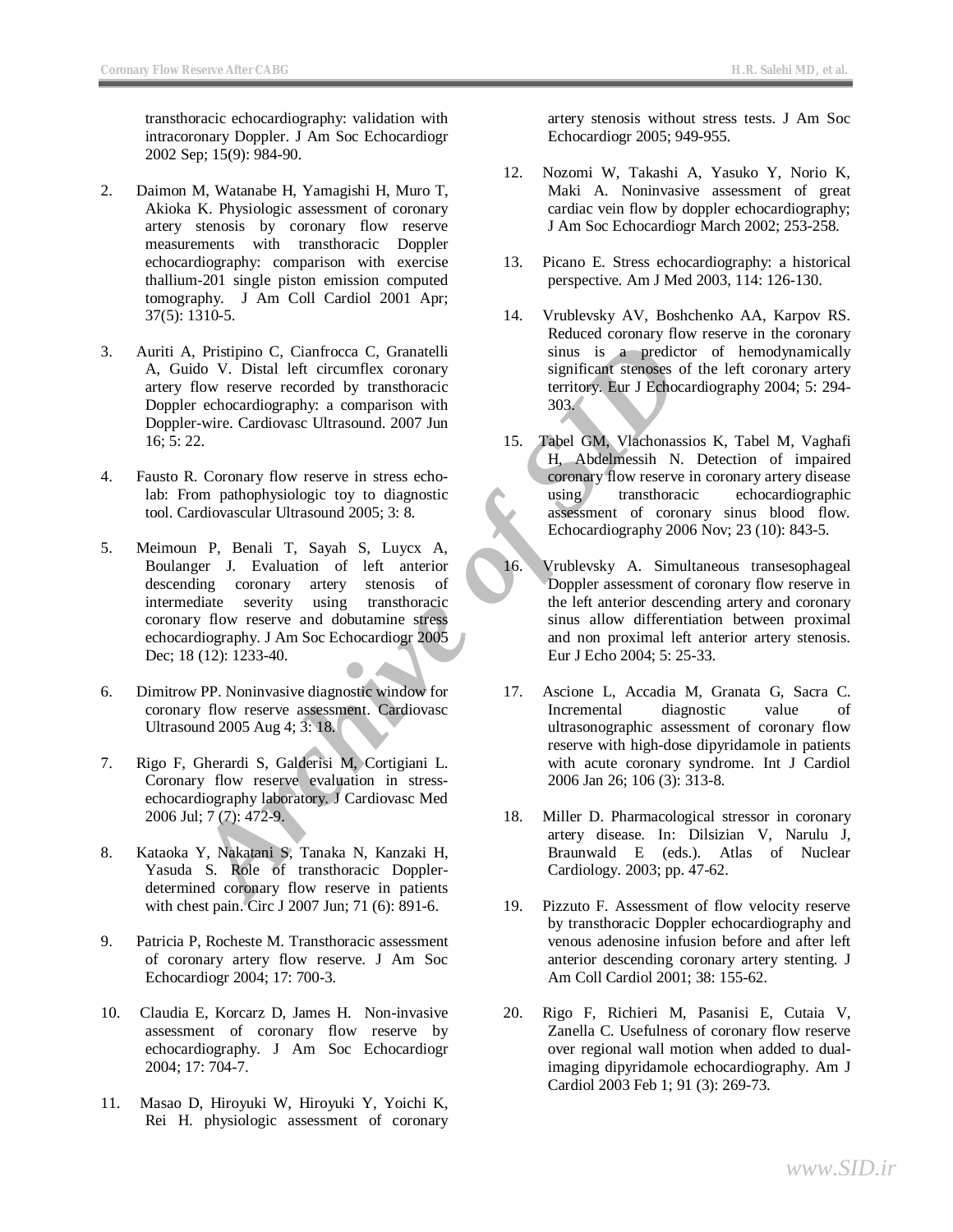transthoracic echocardiography: validation with intracoronary Doppler. J Am Soc Echocardiogr 2002 Sep; 15(9): 984-90.

2. Daimon M, Watanabe H, Yamagishi H, Muro T, Akioka K. Physiologic assessment of coronary artery stenosis by coronary flow reserve measurements with transthoracic Doppler echocardiography: comparison with exercise thallium-201 single piston emission computed tomography. J Am Coll Cardiol 2001 Apr; 37(5): 1310-5.

3. Auriti A, Pristipino C, Cianfrocca C, Granatelli A, Guido V. Distal left circumflex coronary artery flow reserve recorded by transthoracic Doppler echocardiography: a comparison with Doppler-wire. Cardiovasc Ultrasound. 2007 Jun 16; 5: 22.

4. Fausto R. Coronary flow reserve in stress echo-lab: From pathophysiologic toy to diagnostic tool. Cardiovascular Ultrasound 2005; 3: 8.

5. Meimoun P, Benali T, Sayah S, Luycx A, Boulanger J. Evaluation of left anterior descending coronary artery stenosis of intermediate severity using transthoracic coronary flow reserve and dobutamine stress echocardiography. J Am Soc Echocardiogr 2005 Dec; 18 (12): 1233-40.

6. Dimitrow PP. Noninvasive diagnostic window for coronary flow reserve assessment. Cardiovasc Ultrasound 2005 Aug 4; 3: 18.

7. Rigo F, Gherardi S, Galderisi M, Cortigiani L. Coronary flow reserve evaluation in stress-echocardiography laboratory. J Cardiovasc Med 2006 Jul; 7 (7): 472-9.

8. Kataoka Y, Nakatani S, Tanaka N, Kanzaki H, Yasuda S. Role of transthoracic Doppler-determined coronary flow reserve in patients with chest pain. Circ J 2007 Jun; 71 (6): 891-6.

9. Patricia P, Rocheste M. Transthoracic assessment of coronary artery flow reserve. J Am Soc Echocardiogr 2004; 17: 700-3.

10. Claudia E, Korcarz D, James H. Non-invasive assessment of coronary flow reserve by echocardiography. J Am Soc Echocardiogr 2004; 17: 704-7.

11. Masao D, Hiroyuki W, Hiroyuki Y, Yoichi K, Rei H. physiologic assessment of coronary artery stenosis without stress tests. J Am Soc Echocardiogr 2005; 949-955.

12. Nozomi W, Takashi A, Yasuko Y, Norio K, Maki A. Noninvasive assessment of great cardiac vein flow by doppler echocardiography; J Am Soc Echocardiogr March 2002; 253-258.

13. Picano E. Stress echocardiography: a historical perspective. Am J Med 2003, 114: 126-130.

14. Vrublevsky AV, Boshchenko AA, Karpov RS. Reduced coronary flow reserve in the coronary sinus is a predictor of hemodynamically significant stenoses of the left coronary artery territory. Eur J Echocardiography 2004; 5: 294-303.

15. Tabel GM, Vlachonassios K, Tabel M, Vaghafi H, Abdelmessih N. Detection of impaired coronary flow reserve in coronary artery disease using transthoracic echocardiographic assessment of coronary sinus blood flow. Echocardiography 2006 Nov; 23 (10): 843-5.

16. Vrublevsky A. Simultaneous transesophageal Doppler assessment of coronary flow reserve in the left anterior descending artery and coronary sinus allow differentiation between proximal and non proximal left anterior artery stenosis. Eur J Echo 2004; 5: 25-33.

17. Ascione L, Accadia M, Granata G, Sacra C. Incremental diagnostic value of ultrasonographic assessment of coronary flow reserve with high-dose dipyridamole in patients with acute coronary syndrome. Int J Cardiol 2006 Jan 26; 106 (3): 313-8.

18. Miller D. Pharmacological stressor in coronary artery disease. In: Dilsizian V, Narulu J, Braunwald E (eds.). Atlas of Nuclear Cardiology. 2003; pp. 47-62.

19. Pizzuto F. Assessment of flow velocity reserve by transthoracic Doppler echocardiography and venous adenosine infusion before and after left anterior descending coronary artery stenting. J Am Coll Cardiol 2001; 38: 155-62.

20. Rigo F, Richieri M, Pasanisi E, Cutaia V, Zanella C. Usefulness of coronary flow reserve over regional wall motion when added to dual-imaging dipyridamole echocardiography. Am J Cardiol 2003 Feb 1; 91 (3): 269-73.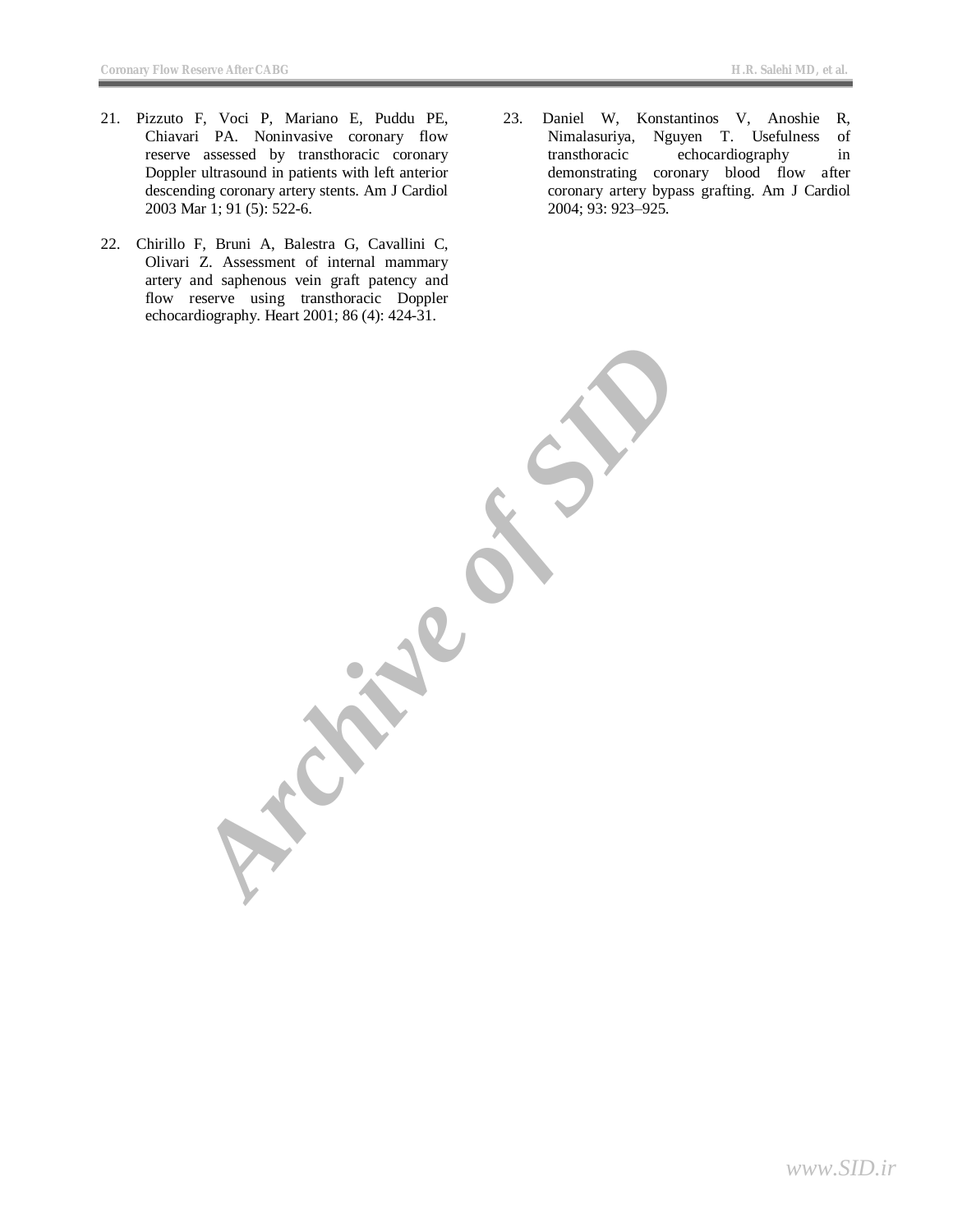21. Pizzuto F, Voci P, Mariano E, Puddu PE, Chiavari PA. Noninvasive coronary flow reserve assessed by transthoracic coronary Doppler ultrasound in patients with left anterior descending coronary artery stents. Am J Cardiol 2003 Mar 1; 91 (5): 522-6.

22. Chirillo F, Bruni A, Balestra G, Cavallini C, Olivari Z. Assessment of internal mammary artery and saphenous vein graft patency and flow reserve using transthoracic Doppler echocardiography. Heart 2001; 86 (4): 424-31.

23. Daniel W, Konstantinos V, Anoshie R, Nimalasuriya, Nguyen T. Usefulness of transthoracic echocardiography in demonstrating coronary blood flow after coronary artery bypass grafting. Am J Cardiol 2004; 93: 923–925.